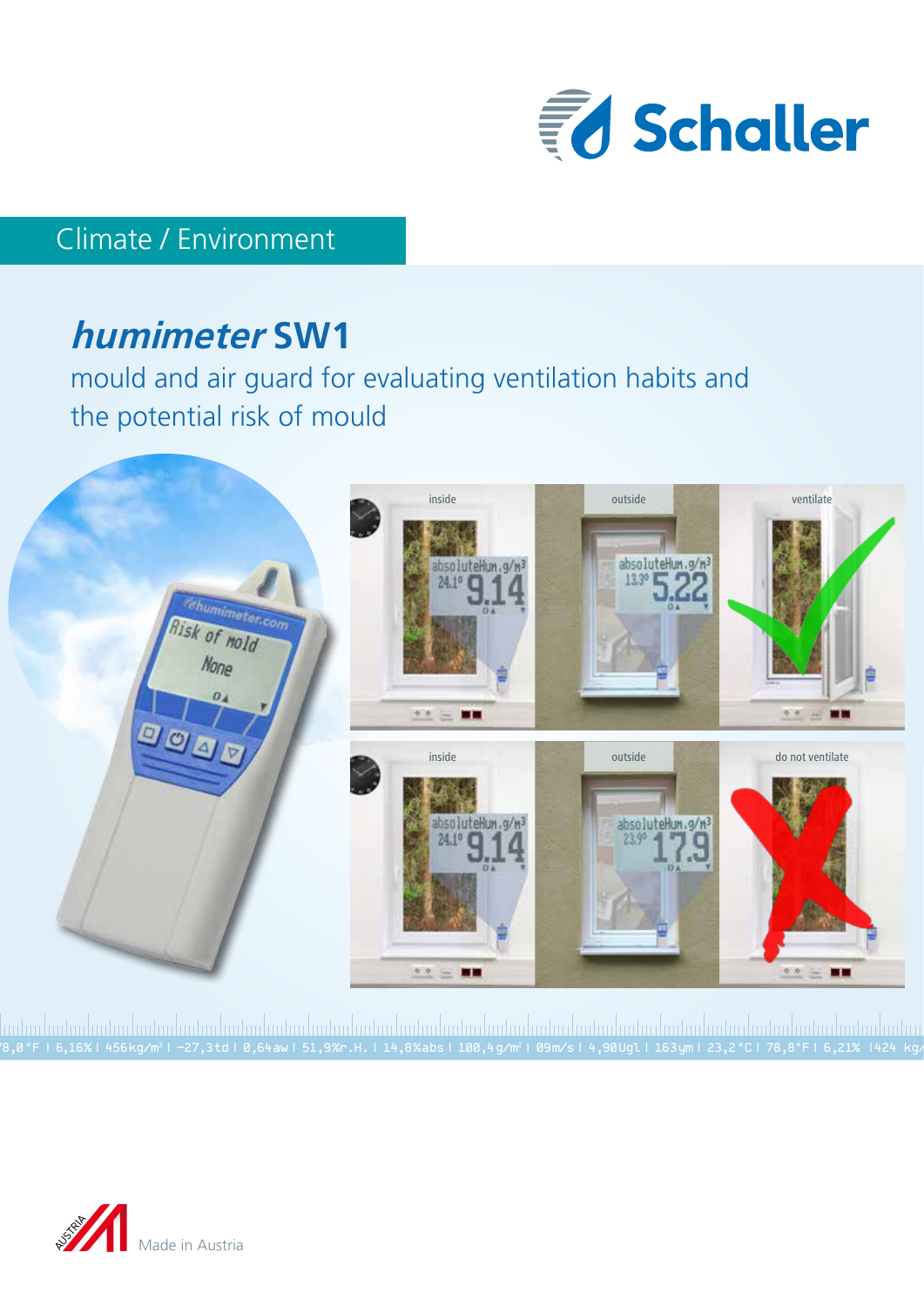Schaller

Climate / Environment

# *humimeter* SW1

## mould and air guard for evaluating ventilation habits and the potential risk of mould

Made in Austria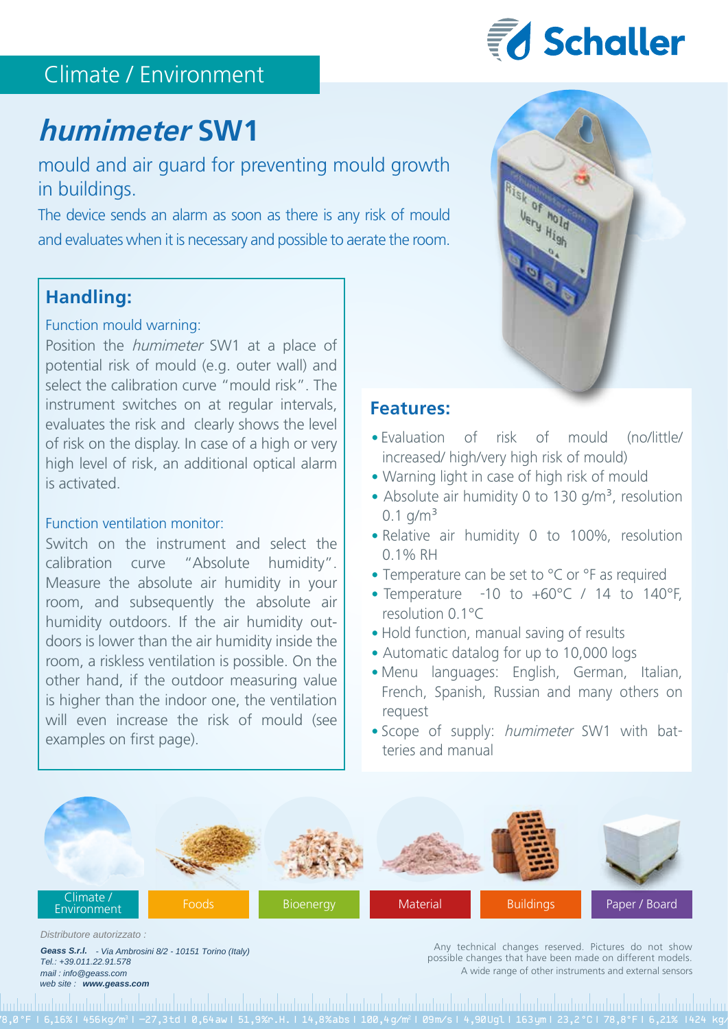Climate / Environment

# *humimeter* SW1

mould and air guard for preventing mould growth in buildings.

The device sends an alarm as soon as there is any risk of mould and evaluates when it is necessary and possible to aerate the room.

## Handling:

Function mould warning:

Position the *humimeter* SW1 at a place of potential risk of mould (e.g. outer wall) and select the calibration curve "mould risk". The instrument switches on at regular intervals, evaluates the risk and clearly shows the level of risk on the display. In case of a high or very high level of risk, an additional optical alarm is activated.

Function ventilation monitor:

Switch on the instrument and select the calibration curve "Absolute humidity". Measure the absolute air humidity in your room, and subsequently the absolute air humidity outdoors. If the air humidity outdoors is lower than the air humidity inside the room, a riskless ventilation is possible. On the other hand, if the outdoor measuring value is higher than the indoor one, the ventilation will even increase the risk of mould (see examples on first page).

## Features:

- Evaluation of risk of mould (no/little/ increased/ high/very high risk of mould)
- Warning light in case of high risk of mould
- Absolute air humidity 0 to 130 g/m³, resolution 0.1 g/m³
- Relative air humidity 0 to 100%, resolution 0.1% RH
- Temperature can be set to °C or °F as required
- Temperature -10 to +60°C / 14 to 140°F, resolution 0.1°C
- Hold function, manual saving of results
- Automatic datalog for up to 10,000 logs
- Menu languages: English, German, Italian, French, Spanish, Russian and many others on request
- Scope of supply: *humimeter* SW1 with batteries and manual

Climate / Environment | Foods | Bioenergy | Material | Buildings | Paper / Board

*Distributore autorizzato :*

***Geass S.r.l.*** *- Via Ambrosini 8/2 - 10151 Torino (Italy)*
*Tel.: +39.011.22.91.578*
*mail : info@geass.com*
*web site :* ***www.geass.com***

Any technical changes reserved. Pictures do not show possible changes that have been made on different models. A wide range of other instruments and external sensors